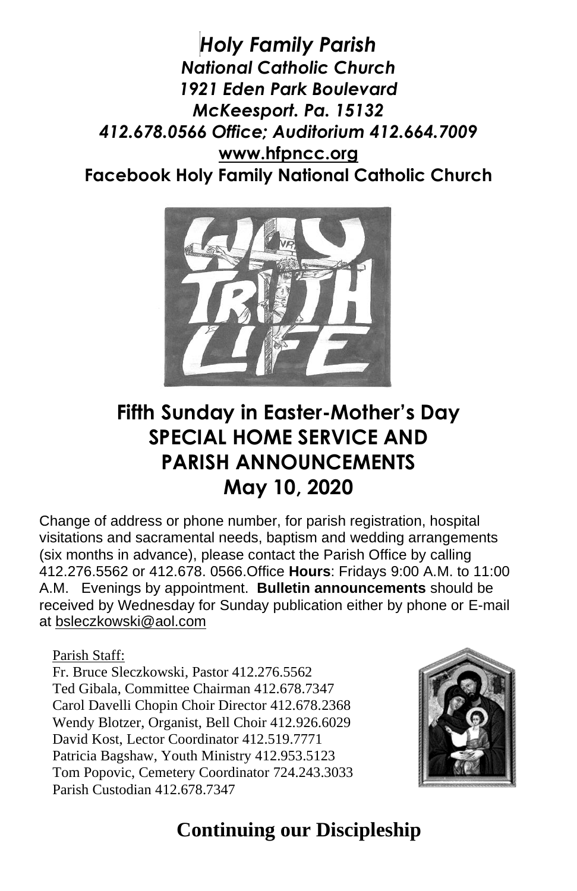***Holy Family Parish***
***National Catholic Church***
***1921 Eden Park Boulevard***
***McKeesport. Pa. 15132***
***412.678.0566 Office; Auditorium 412.664.7009***
**www.hfpncc.org**
**Facebook Holy Family National Catholic Church**

# Fifth Sunday in Easter-Mother's Day SPECIAL HOME SERVICE AND PARISH ANNOUNCEMENTS May 10, 2020

Change of address or phone number, for parish registration, hospital visitations and sacramental needs, baptism and wedding arrangements (six months in advance), please contact the Parish Office by calling 412.276.5562 or 412.678. 0566.Office **Hours**: Fridays 9:00 A.M. to 11:00 A.M. Evenings by appointment. **Bulletin announcements** should be received by Wednesday for Sunday publication either by phone or E-mail at bsleczkowski@aol.com

Parish Staff:
Fr. Bruce Sleczkowski, Pastor 412.276.5562
Ted Gibala, Committee Chairman 412.678.7347
Carol Davelli Chopin Choir Director 412.678.2368
Wendy Blotzer, Organist, Bell Choir 412.926.6029
David Kost, Lector Coordinator 412.519.7771
Patricia Bagshaw, Youth Ministry 412.953.5123
Tom Popovic, Cemetery Coordinator 724.243.3033
Parish Custodian 412.678.7347

## Continuing our Discipleship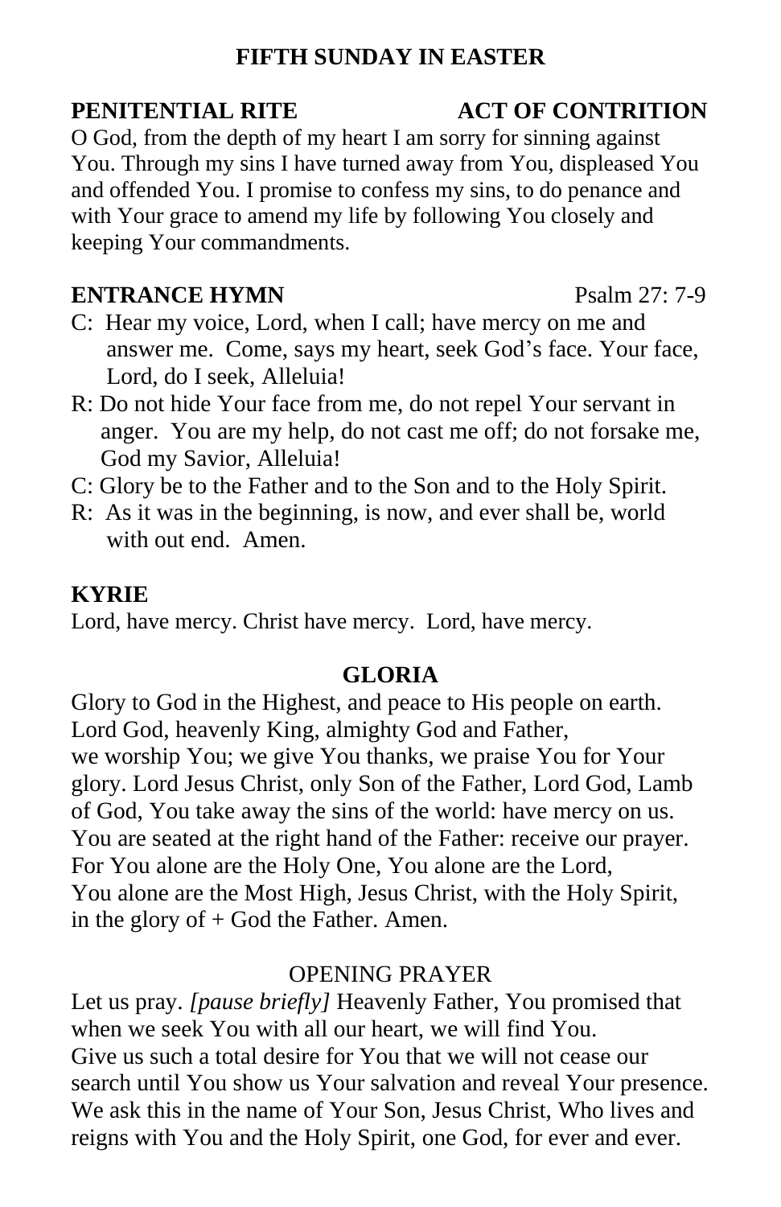## FIFTH SUNDAY IN EASTER

**PENITENTIAL RITE** **ACT OF CONTRITION**

O God, from the depth of my heart I am sorry for sinning against You. Through my sins I have turned away from You, displeased You and offended You. I promise to confess my sins, to do penance and with Your grace to amend my life by following You closely and keeping Your commandments.

**ENTRANCE HYMN** Psalm 27: 7-9

C: Hear my voice, Lord, when I call; have mercy on me and answer me. Come, says my heart, seek God's face. Your face, Lord, do I seek, Alleluia!

R: Do not hide Your face from me, do not repel Your servant in anger. You are my help, do not cast me off; do not forsake me, God my Savior, Alleluia!

C: Glory be to the Father and to the Son and to the Holy Spirit.

R: As it was in the beginning, is now, and ever shall be, world with out end. Amen.

**KYRIE**

Lord, have mercy. Christ have mercy. Lord, have mercy.

**GLORIA**

Glory to God in the Highest, and peace to His people on earth. Lord God, heavenly King, almighty God and Father, we worship You; we give You thanks, we praise You for Your glory. Lord Jesus Christ, only Son of the Father, Lord God, Lamb of God, You take away the sins of the world: have mercy on us. You are seated at the right hand of the Father: receive our prayer. For You alone are the Holy One, You alone are the Lord, You alone are the Most High, Jesus Christ, with the Holy Spirit, in the glory of + God the Father. Amen.

OPENING PRAYER

Let us pray. *[pause briefly]* Heavenly Father, You promised that when we seek You with all our heart, we will find You. Give us such a total desire for You that we will not cease our search until You show us Your salvation and reveal Your presence. We ask this in the name of Your Son, Jesus Christ, Who lives and reigns with You and the Holy Spirit, one God, for ever and ever.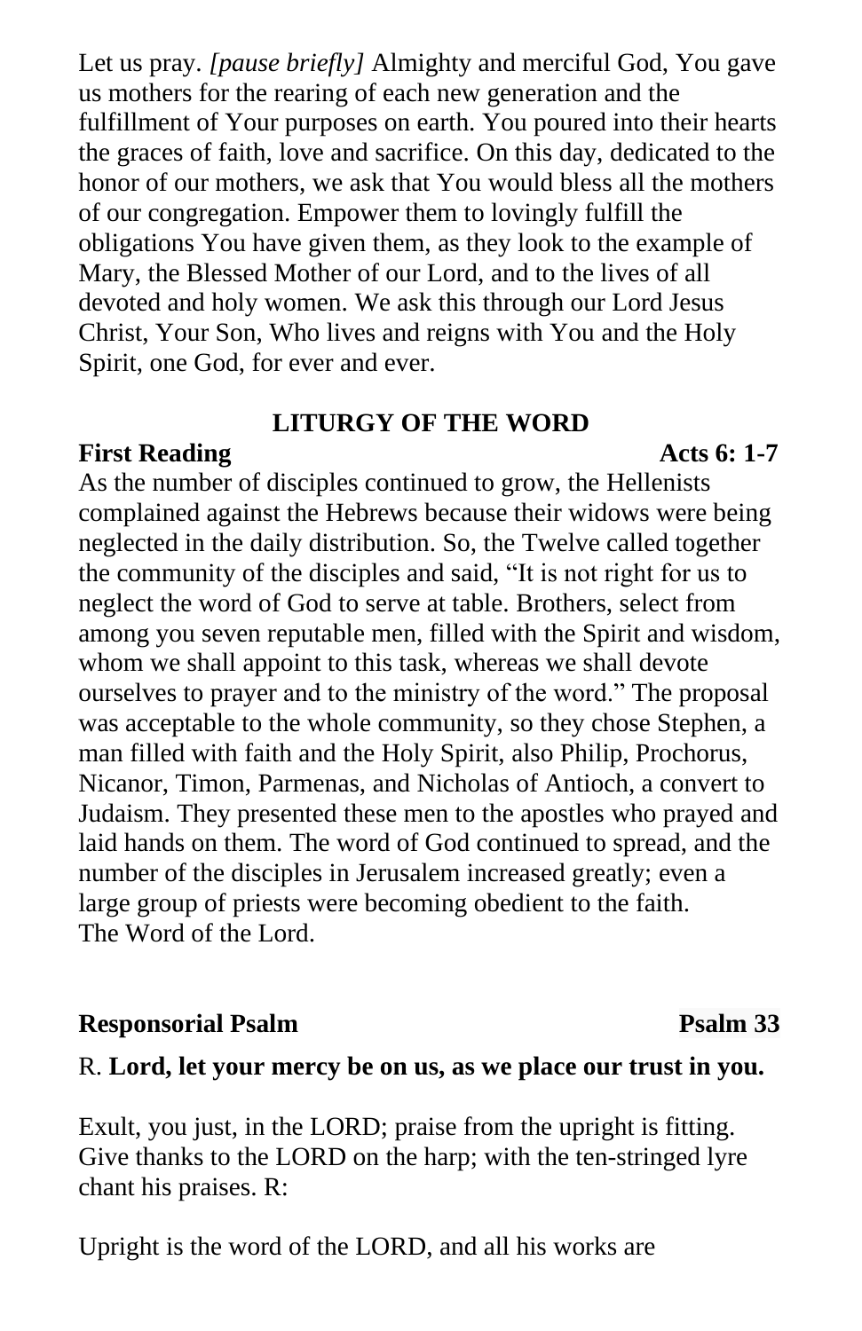Let us pray. *[pause briefly]* Almighty and merciful God, You gave us mothers for the rearing of each new generation and the fulfillment of Your purposes on earth. You poured into their hearts the graces of faith, love and sacrifice. On this day, dedicated to the honor of our mothers, we ask that You would bless all the mothers of our congregation. Empower them to lovingly fulfill the obligations You have given them, as they look to the example of Mary, the Blessed Mother of our Lord, and to the lives of all devoted and holy women. We ask this through our Lord Jesus Christ, Your Son, Who lives and reigns with You and the Holy Spirit, one God, for ever and ever.

## LITURGY OF THE WORD

**First Reading** **Acts 6: 1-7**

As the number of disciples continued to grow, the Hellenists complained against the Hebrews because their widows were being neglected in the daily distribution. So, the Twelve called together the community of the disciples and said, “It is not right for us to neglect the word of God to serve at table. Brothers, select from among you seven reputable men, filled with the Spirit and wisdom, whom we shall appoint to this task, whereas we shall devote ourselves to prayer and to the ministry of the word.” The proposal was acceptable to the whole community, so they chose Stephen, a man filled with faith and the Holy Spirit, also Philip, Prochorus, Nicanor, Timon, Parmenas, and Nicholas of Antioch, a convert to Judaism. They presented these men to the apostles who prayed and laid hands on them. The word of God continued to spread, and the number of the disciples in Jerusalem increased greatly; even a large group of priests were becoming obedient to the faith.
The Word of the Lord.

**Responsorial Psalm** **Psalm 33**

R. **Lord, let your mercy be on us, as we place our trust in you.**

Exult, you just, in the LORD; praise from the upright is fitting. Give thanks to the LORD on the harp; with the ten-stringed lyre chant his praises. R:

Upright is the word of the LORD, and all his works are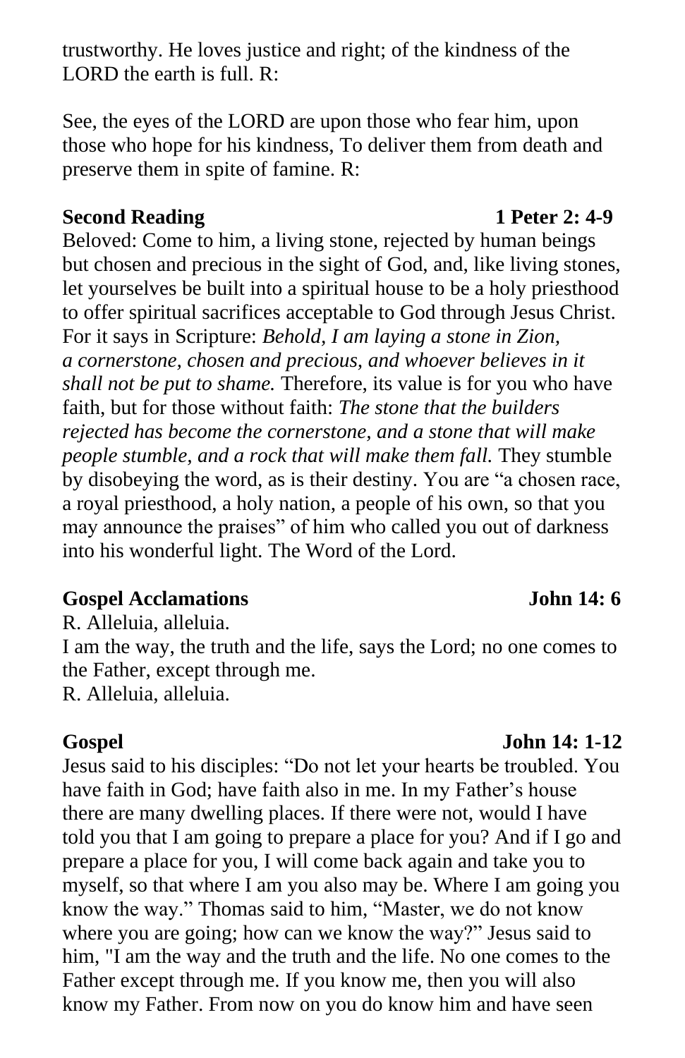trustworthy. He loves justice and right; of the kindness of the LORD the earth is full. R:

See, the eyes of the LORD are upon those who fear him, upon those who hope for his kindness, To deliver them from death and preserve them in spite of famine. R:

**Second Reading** **1 Peter 2: 4-9**

Beloved: Come to him, a living stone, rejected by human beings but chosen and precious in the sight of God, and, like living stones, let yourselves be built into a spiritual house to be a holy priesthood to offer spiritual sacrifices acceptable to God through Jesus Christ. For it says in Scripture: *Behold, I am laying a stone in Zion, a cornerstone, chosen and precious, and whoever believes in it shall not be put to shame.* Therefore, its value is for you who have faith, but for those without faith: *The stone that the builders rejected has become the cornerstone, and a stone that will make people stumble, and a rock that will make them fall.* They stumble by disobeying the word, as is their destiny. You are "a chosen race, a royal priesthood, a holy nation, a people of his own, so that you may announce the praises" of him who called you out of darkness into his wonderful light. The Word of the Lord.

**Gospel Acclamations** **John 14: 6**

R. Alleluia, alleluia.
I am the way, the truth and the life, says the Lord; no one comes to the Father, except through me.
R. Alleluia, alleluia.

**Gospel** **John 14: 1-12**

Jesus said to his disciples: "Do not let your hearts be troubled. You have faith in God; have faith also in me. In my Father's house there are many dwelling places. If there were not, would I have told you that I am going to prepare a place for you? And if I go and prepare a place for you, I will come back again and take you to myself, so that where I am you also may be. Where I am going you know the way." Thomas said to him, "Master, we do not know where you are going; how can we know the way?" Jesus said to him, "I am the way and the truth and the life. No one comes to the Father except through me. If you know me, then you will also know my Father. From now on you do know him and have seen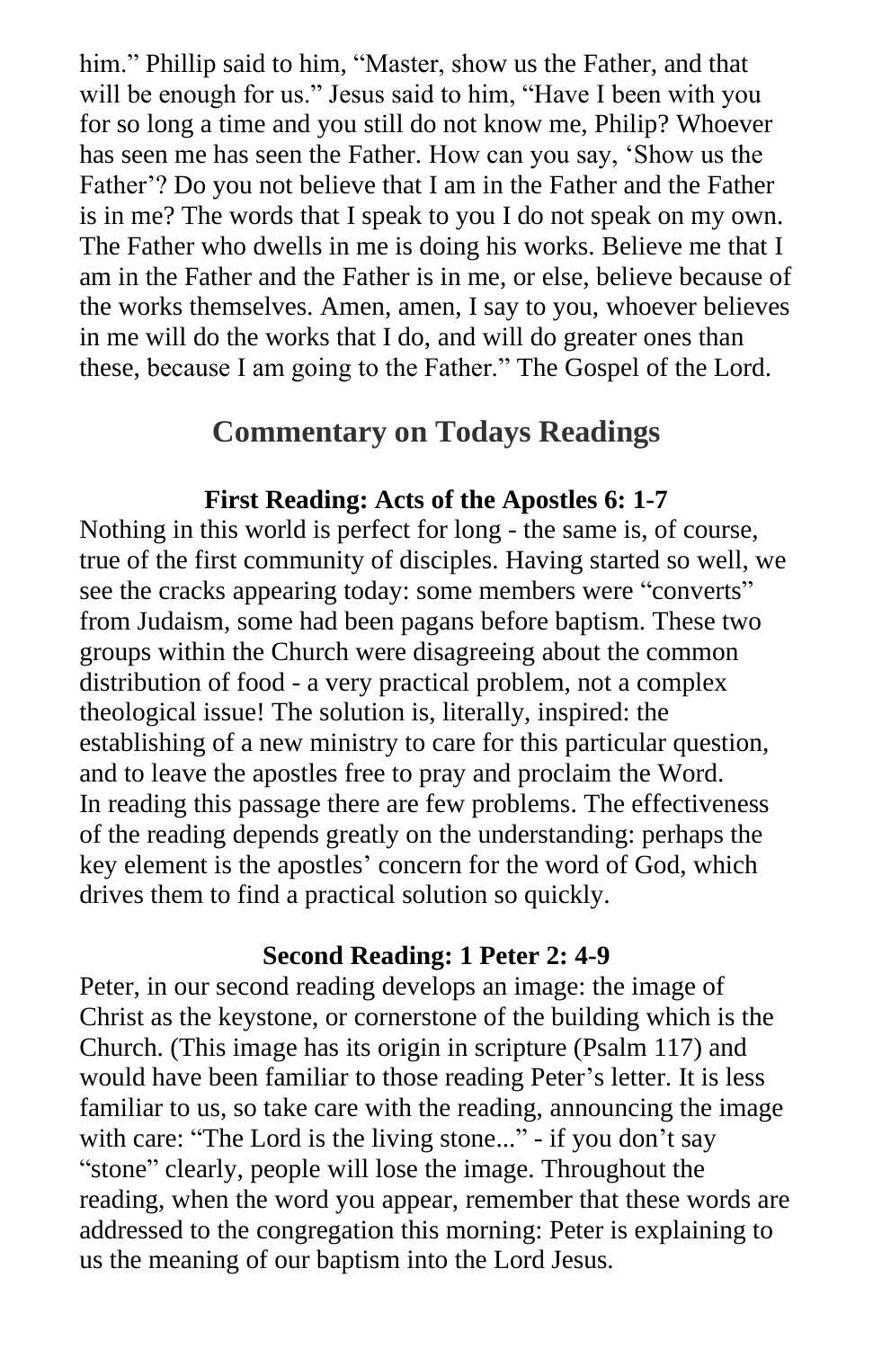him." Phillip said to him, "Master, show us the Father, and that will be enough for us." Jesus said to him, "Have I been with you for so long a time and you still do not know me, Philip? Whoever has seen me has seen the Father. How can you say, 'Show us the Father'? Do you not believe that I am in the Father and the Father is in me? The words that I speak to you I do not speak on my own. The Father who dwells in me is doing his works. Believe me that I am in the Father and the Father is in me, or else, believe because of the works themselves. Amen, amen, I say to you, whoever believes in me will do the works that I do, and will do greater ones than these, because I am going to the Father." The Gospel of the Lord.

## Commentary on Todays Readings

### First Reading: Acts of the Apostles 6: 1-7

Nothing in this world is perfect for long - the same is, of course, true of the first community of disciples. Having started so well, we see the cracks appearing today: some members were "converts" from Judaism, some had been pagans before baptism. These two groups within the Church were disagreeing about the common distribution of food - a very practical problem, not a complex theological issue! The solution is, literally, inspired: the establishing of a new ministry to care for this particular question, and to leave the apostles free to pray and proclaim the Word.
In reading this passage there are few problems. The effectiveness of the reading depends greatly on the understanding: perhaps the key element is the apostles' concern for the word of God, which drives them to find a practical solution so quickly.

### Second Reading: 1 Peter 2: 4-9

Peter, in our second reading develops an image: the image of Christ as the keystone, or cornerstone of the building which is the Church. (This image has its origin in scripture (Psalm 117) and would have been familiar to those reading Peter's letter. It is less familiar to us, so take care with the reading, announcing the image with care: "The Lord is the living stone..." - if you don't say "stone" clearly, people will lose the image. Throughout the reading, when the word you appear, remember that these words are addressed to the congregation this morning: Peter is explaining to us the meaning of our baptism into the Lord Jesus.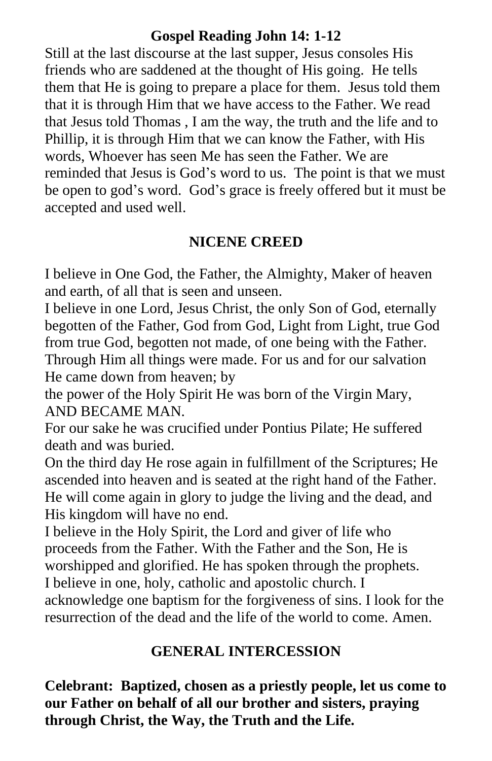## Gospel Reading John 14: 1-12

Still at the last discourse at the last supper, Jesus consoles His friends who are saddened at the thought of His going. He tells them that He is going to prepare a place for them. Jesus told them that it is through Him that we have access to the Father. We read that Jesus told Thomas , I am the way, the truth and the life and to Phillip, it is through Him that we can know the Father, with His words, Whoever has seen Me has seen the Father. We are reminded that Jesus is God's word to us. The point is that we must be open to god's word. God's grace is freely offered but it must be accepted and used well.

## NICENE CREED

I believe in One God, the Father, the Almighty, Maker of heaven and earth, of all that is seen and unseen.
I believe in one Lord, Jesus Christ, the only Son of God, eternally begotten of the Father, God from God, Light from Light, true God from true God, begotten not made, of one being with the Father. Through Him all things were made. For us and for our salvation He came down from heaven; by
the power of the Holy Spirit He was born of the Virgin Mary, AND BECAME MAN.
For our sake he was crucified under Pontius Pilate; He suffered death and was buried.
On the third day He rose again in fulfillment of the Scriptures; He ascended into heaven and is seated at the right hand of the Father. He will come again in glory to judge the living and the dead, and His kingdom will have no end.
I believe in the Holy Spirit, the Lord and giver of life who proceeds from the Father. With the Father and the Son, He is worshipped and glorified. He has spoken through the prophets.
I believe in one, holy, catholic and apostolic church. I acknowledge one baptism for the forgiveness of sins. I look for the resurrection of the dead and the life of the world to come. Amen.

## GENERAL INTERCESSION

**Celebrant: Baptized, chosen as a priestly people, let us come to our Father on behalf of all our brother and sisters, praying through Christ, the Way, the Truth and the Life.**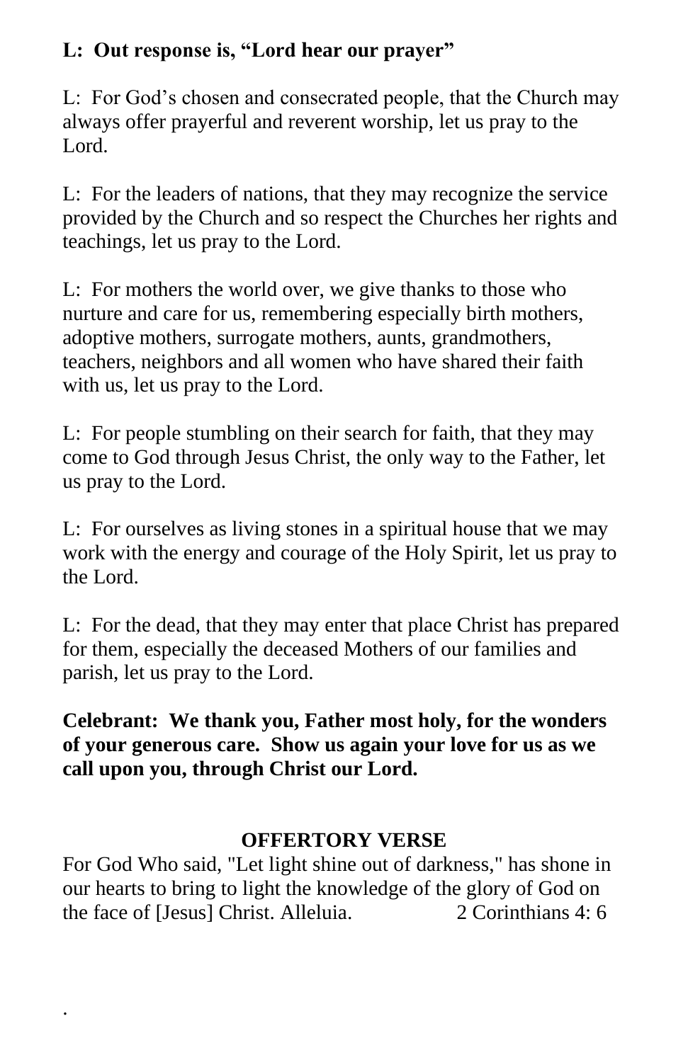**L: Out response is, “Lord hear our prayer”**

L: For God’s chosen and consecrated people, that the Church may always offer prayerful and reverent worship, let us pray to the Lord.

L: For the leaders of nations, that they may recognize the service provided by the Church and so respect the Churches her rights and teachings, let us pray to the Lord.

L: For mothers the world over, we give thanks to those who nurture and care for us, remembering especially birth mothers, adoptive mothers, surrogate mothers, aunts, grandmothers, teachers, neighbors and all women who have shared their faith with us, let us pray to the Lord.

L: For people stumbling on their search for faith, that they may come to God through Jesus Christ, the only way to the Father, let us pray to the Lord.

L: For ourselves as living stones in a spiritual house that we may work with the energy and courage of the Holy Spirit, let us pray to the Lord.

L: For the dead, that they may enter that place Christ has prepared for them, especially the deceased Mothers of our families and parish, let us pray to the Lord.

**Celebrant: We thank you, Father most holy, for the wonders of your generous care. Show us again your love for us as we call upon you, through Christ our Lord.**

## OFFERTORY VERSE

For God Who said, "Let light shine out of darkness," has shone in our hearts to bring to light the knowledge of the glory of God on the face of [Jesus] Christ. Alleluia. 2 Corinthians 4: 6

.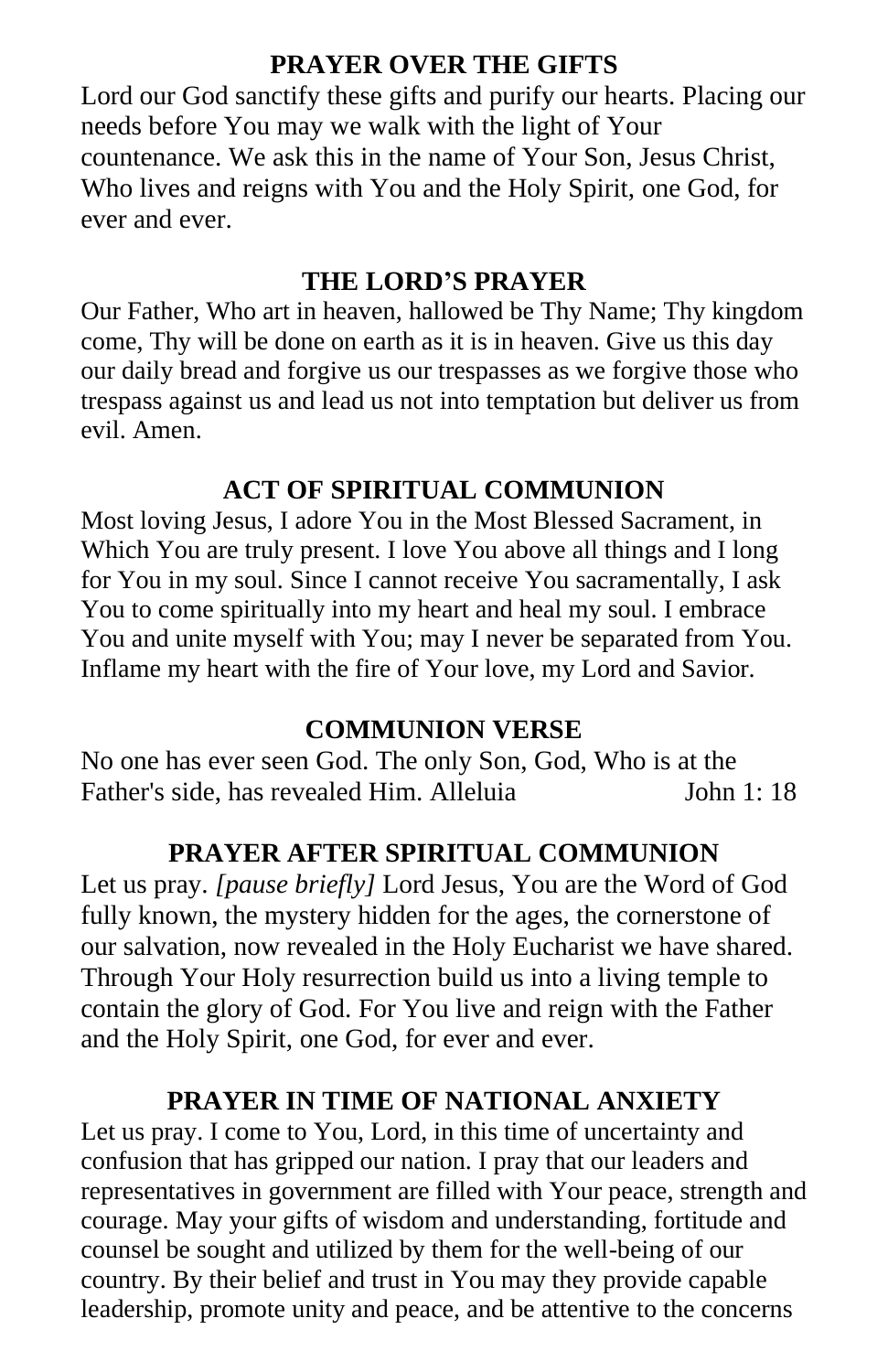## PRAYER OVER THE GIFTS

Lord our God sanctify these gifts and purify our hearts. Placing our needs before You may we walk with the light of Your countenance. We ask this in the name of Your Son, Jesus Christ, Who lives and reigns with You and the Holy Spirit, one God, for ever and ever.

## THE LORD'S PRAYER

Our Father, Who art in heaven, hallowed be Thy Name; Thy kingdom come, Thy will be done on earth as it is in heaven. Give us this day our daily bread and forgive us our trespasses as we forgive those who trespass against us and lead us not into temptation but deliver us from evil. Amen.

## ACT OF SPIRITUAL COMMUNION

Most loving Jesus, I adore You in the Most Blessed Sacrament, in Which You are truly present. I love You above all things and I long for You in my soul. Since I cannot receive You sacramentally, I ask You to come spiritually into my heart and heal my soul. I embrace You and unite myself with You; may I never be separated from You. Inflame my heart with the fire of Your love, my Lord and Savior.

## COMMUNION VERSE

No one has ever seen God. The only Son, God, Who is at the Father's side, has revealed Him. Alleluia John 1: 18

## PRAYER AFTER SPIRITUAL COMMUNION

Let us pray. *[pause briefly]* Lord Jesus, You are the Word of God fully known, the mystery hidden for the ages, the cornerstone of our salvation, now revealed in the Holy Eucharist we have shared. Through Your Holy resurrection build us into a living temple to contain the glory of God. For You live and reign with the Father and the Holy Spirit, one God, for ever and ever.

## PRAYER IN TIME OF NATIONAL ANXIETY

Let us pray. I come to You, Lord, in this time of uncertainty and confusion that has gripped our nation. I pray that our leaders and representatives in government are filled with Your peace, strength and courage. May your gifts of wisdom and understanding, fortitude and counsel be sought and utilized by them for the well-being of our country. By their belief and trust in You may they provide capable leadership, promote unity and peace, and be attentive to the concerns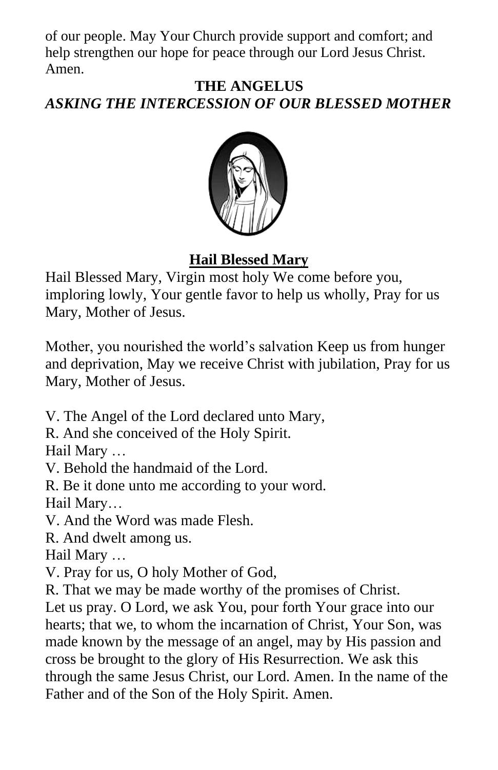of our people. May Your Church provide support and comfort; and help strengthen our hope for peace through our Lord Jesus Christ. Amen.

## THE ANGELUS

### *ASKING THE INTERCESSION OF OUR BLESSED MOTHER*

### Hail Blessed Mary

Hail Blessed Mary, Virgin most holy We come before you, imploring lowly, Your gentle favor to help us wholly, Pray for us Mary, Mother of Jesus.

Mother, you nourished the world's salvation Keep us from hunger and deprivation, May we receive Christ with jubilation, Pray for us Mary, Mother of Jesus.

V. The Angel of the Lord declared unto Mary,
R. And she conceived of the Holy Spirit.
Hail Mary …
V. Behold the handmaid of the Lord.
R. Be it done unto me according to your word.
Hail Mary…
V. And the Word was made Flesh.
R. And dwelt among us.
Hail Mary …
V. Pray for us, O holy Mother of God,
R. That we may be made worthy of the promises of Christ.
Let us pray. O Lord, we ask You, pour forth Your grace into our hearts; that we, to whom the incarnation of Christ, Your Son, was made known by the message of an angel, may by His passion and cross be brought to the glory of His Resurrection. We ask this through the same Jesus Christ, our Lord. Amen. In the name of the Father and of the Son of the Holy Spirit. Amen.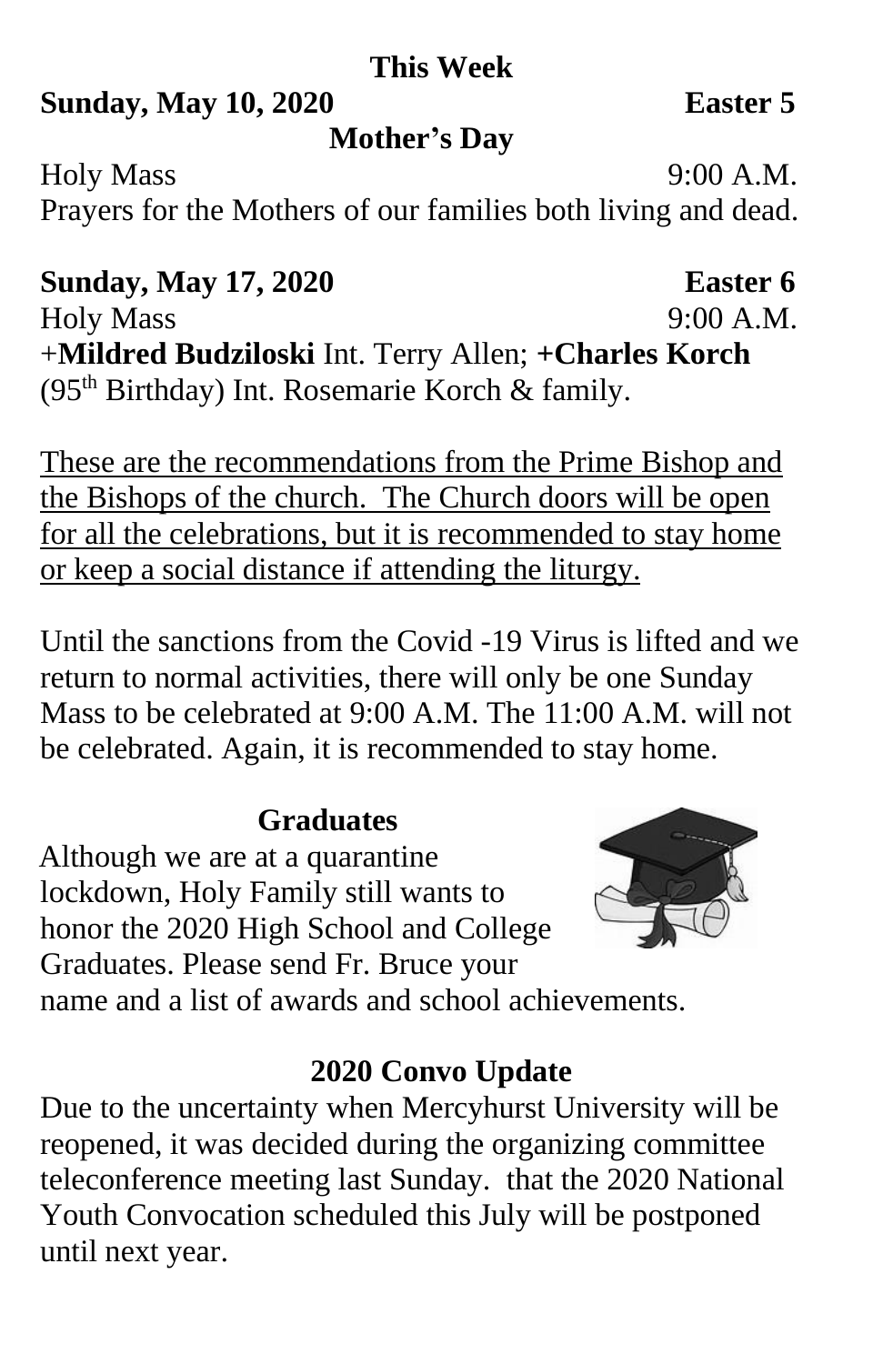## This Week

**Sunday, May 10, 2020** **Easter 5**

**Mother's Day**

Holy Mass 9:00 A.M.

Prayers for the Mothers of our families both living and dead.

**Sunday, May 17, 2020** **Easter 6**

Holy Mass 9:00 A.M.

+**Mildred Budziloski** Int. Terry Allen; **+Charles Korch** (95th Birthday) Int. Rosemarie Korch & family.

These are the recommendations from the Prime Bishop and the Bishops of the church. The Church doors will be open for all the celebrations, but it is recommended to stay home or keep a social distance if attending the liturgy.

Until the sanctions from the Covid -19 Virus is lifted and we return to normal activities, there will only be one Sunday Mass to be celebrated at 9:00 A.M. The 11:00 A.M. will not be celebrated. Again, it is recommended to stay home.

### Graduates

Although we are at a quarantine lockdown, Holy Family still wants to honor the 2020 High School and College Graduates. Please send Fr. Bruce your name and a list of awards and school achievements.

### 2020 Convo Update

Due to the uncertainty when Mercyhurst University will be reopened, it was decided during the organizing committee teleconference meeting last Sunday. that the 2020 National Youth Convocation scheduled this July will be postponed until next year.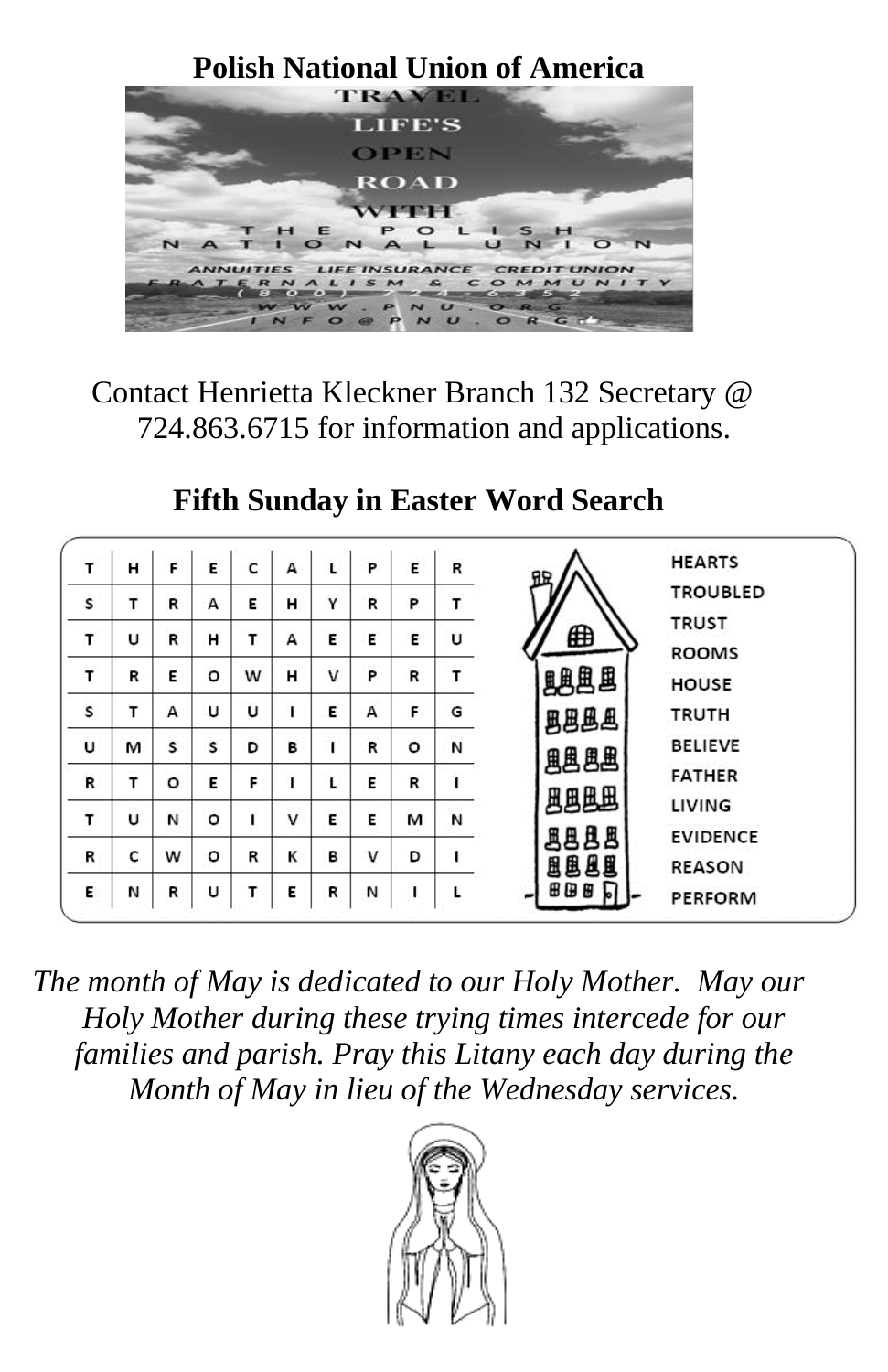## Polish National Union of America

TRAVEL LIFE'S OPEN ROAD WITH THE POLISH NATIONAL UNION

ANNUITIES LIFE INSURANCE CREDIT UNION

FRATERNALISM & COMMUNITY

(800) 774-6352

WWW.PNU.ORG

INFO@PNU.ORG

Contact Henrietta Kleckner Branch 132 Secretary @ 724.863.6715 for information and applications.

## Fifth Sunday in Easter Word Search

| | | | | | | | | | |
|---|---|---|---|---|---|---|---|---|---|
| T | H | F | E | C | A | L | P | E | R |
| S | T | R | A | E | H | Y | R | P | T |
| T | U | R | H | T | A | E | E | E | U |
| T | R | E | O | W | H | V | P | R | T |
| S | T | A | U | U | I | E | A | F | G |
| U | M | S | S | D | B | I | R | O | N |
| R | T | O | E | F | I | L | E | R | I |
| T | U | N | O | I | V | E | E | M | N |
| R | C | W | O | R | K | B | V | D | I |
| E | N | R | U | T | E | R | N | I | L |

HEARTS
TROUBLED
TRUST
ROOMS
HOUSE
TRUTH
BELIEVE
FATHER
LIVING
EVIDENCE
REASON
PERFORM

*The month of May is dedicated to our Holy Mother. May our Holy Mother during these trying times intercede for our families and parish. Pray this Litany each day during the Month of May in lieu of the Wednesday services.*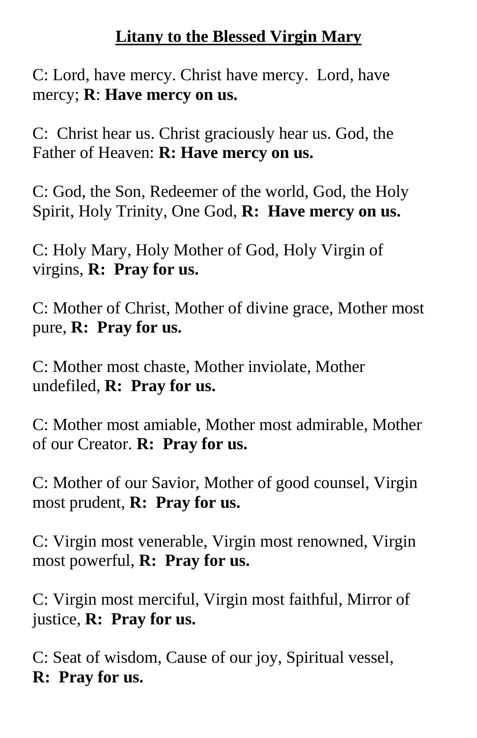**<u>Litany to the Blessed Virgin Mary</u>**

C: Lord, have mercy. Christ have mercy. Lord, have mercy; **R**: **Have mercy on us.**

C: Christ hear us. Christ graciously hear us. God, the Father of Heaven: **R: Have mercy on us.**

C: God, the Son, Redeemer of the world, God, the Holy Spirit, Holy Trinity, One God, **R: Have mercy on us.**

C: Holy Mary, Holy Mother of God, Holy Virgin of virgins, **R: Pray for us.**

C: Mother of Christ, Mother of divine grace, Mother most pure, **R: Pray for us.**

C: Mother most chaste, Mother inviolate, Mother undefiled, **R: Pray for us.**

C: Mother most amiable, Mother most admirable, Mother of our Creator. **R: Pray for us.**

C: Mother of our Savior, Mother of good counsel, Virgin most prudent, **R: Pray for us.**

C: Virgin most venerable, Virgin most renowned, Virgin most powerful, **R: Pray for us.**

C: Virgin most merciful, Virgin most faithful, Mirror of justice, **R: Pray for us.**

C: Seat of wisdom, Cause of our joy, Spiritual vessel, **R: Pray for us.**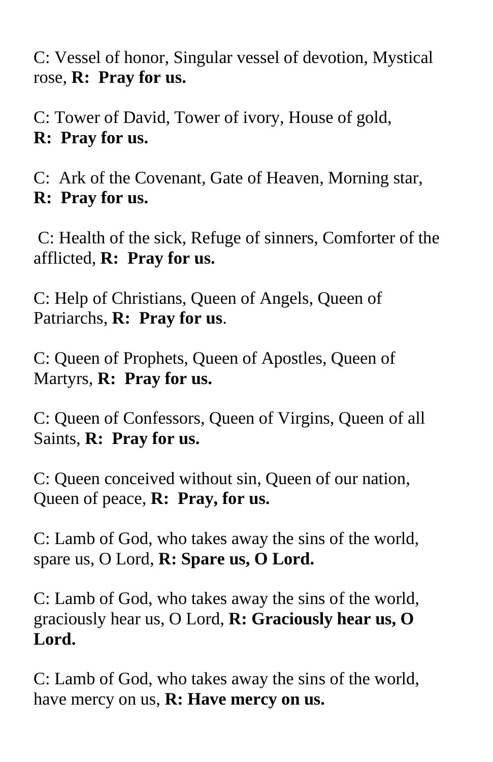C: Vessel of honor, Singular vessel of devotion, Mystical rose, **R:  Pray for us.**

C: Tower of David, Tower of ivory, House of gold,
**R:  Pray for us.**

C:  Ark of the Covenant, Gate of Heaven, Morning star,
**R:  Pray for us.**

C: Health of the sick, Refuge of sinners, Comforter of the afflicted, **R:  Pray for us.**

C: Help of Christians, Queen of Angels, Queen of Patriarchs, **R:  Pray for us**.

C: Queen of Prophets, Queen of Apostles, Queen of Martyrs, **R:  Pray for us.**

C: Queen of Confessors, Queen of Virgins, Queen of all Saints, **R:  Pray for us.**

C: Queen conceived without sin, Queen of our nation, Queen of peace, **R:  Pray, for us.**

C: Lamb of God, who takes away the sins of the world, spare us, O Lord, **R: Spare us, O Lord.**

C: Lamb of God, who takes away the sins of the world, graciously hear us, O Lord, **R: Graciously hear us, O Lord.**

C: Lamb of God, who takes away the sins of the world, have mercy on us, **R: Have mercy on us.**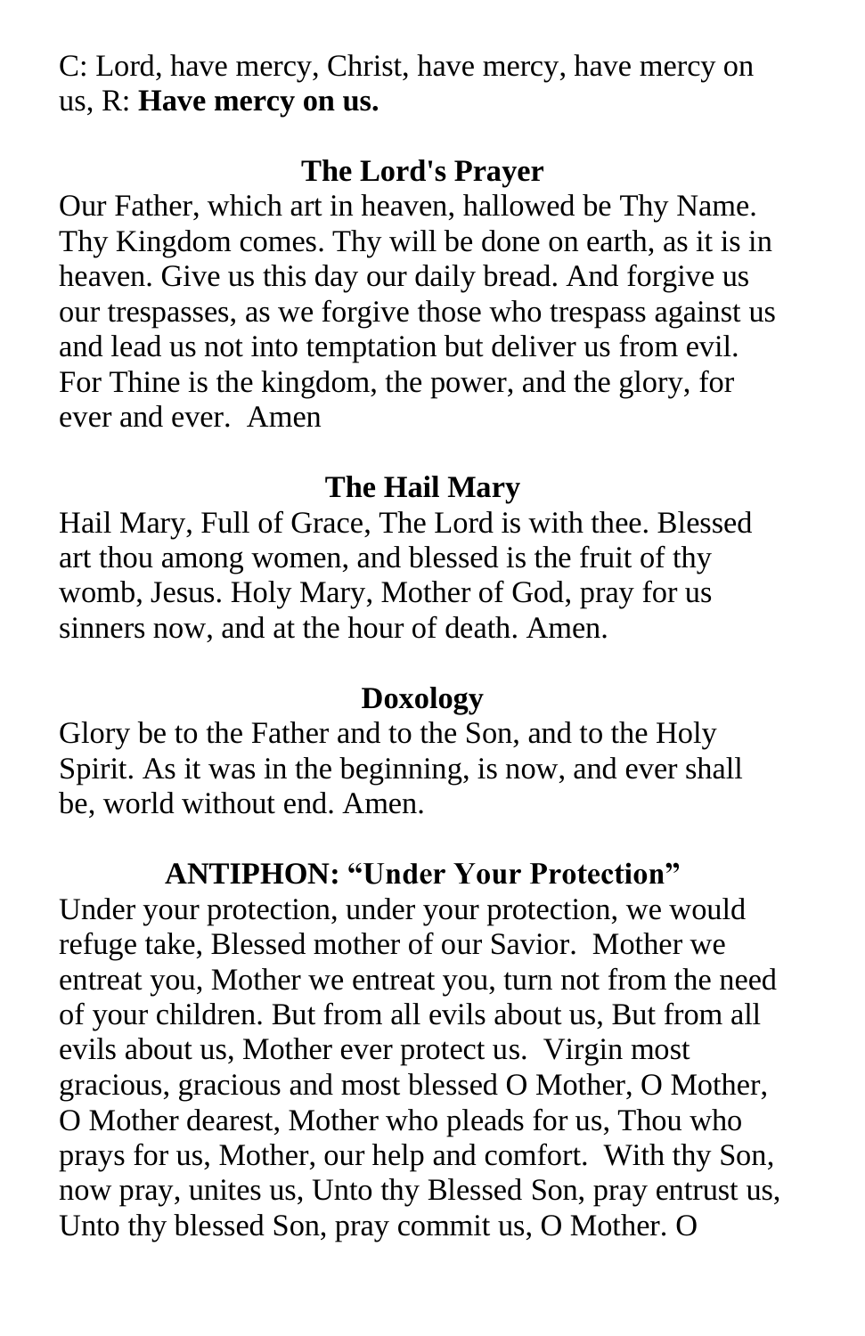C: Lord, have mercy, Christ, have mercy, have mercy on us, R: **Have mercy on us.**

### The Lord's Prayer

Our Father, which art in heaven, hallowed be Thy Name. Thy Kingdom comes. Thy will be done on earth, as it is in heaven. Give us this day our daily bread. And forgive us our trespasses, as we forgive those who trespass against us and lead us not into temptation but deliver us from evil. For Thine is the kingdom, the power, and the glory, for ever and ever. Amen

### The Hail Mary

Hail Mary, Full of Grace, The Lord is with thee. Blessed art thou among women, and blessed is the fruit of thy womb, Jesus. Holy Mary, Mother of God, pray for us sinners now, and at the hour of death. Amen.

### Doxology

Glory be to the Father and to the Son, and to the Holy Spirit. As it was in the beginning, is now, and ever shall be, world without end. Amen.

### ANTIPHON: "Under Your Protection"

Under your protection, under your protection, we would refuge take, Blessed mother of our Savior. Mother we entreat you, Mother we entreat you, turn not from the need of your children. But from all evils about us, But from all evils about us, Mother ever protect us. Virgin most gracious, gracious and most blessed O Mother, O Mother, O Mother dearest, Mother who pleads for us, Thou who prays for us, Mother, our help and comfort. With thy Son, now pray, unites us, Unto thy Blessed Son, pray entrust us, Unto thy blessed Son, pray commit us, O Mother. O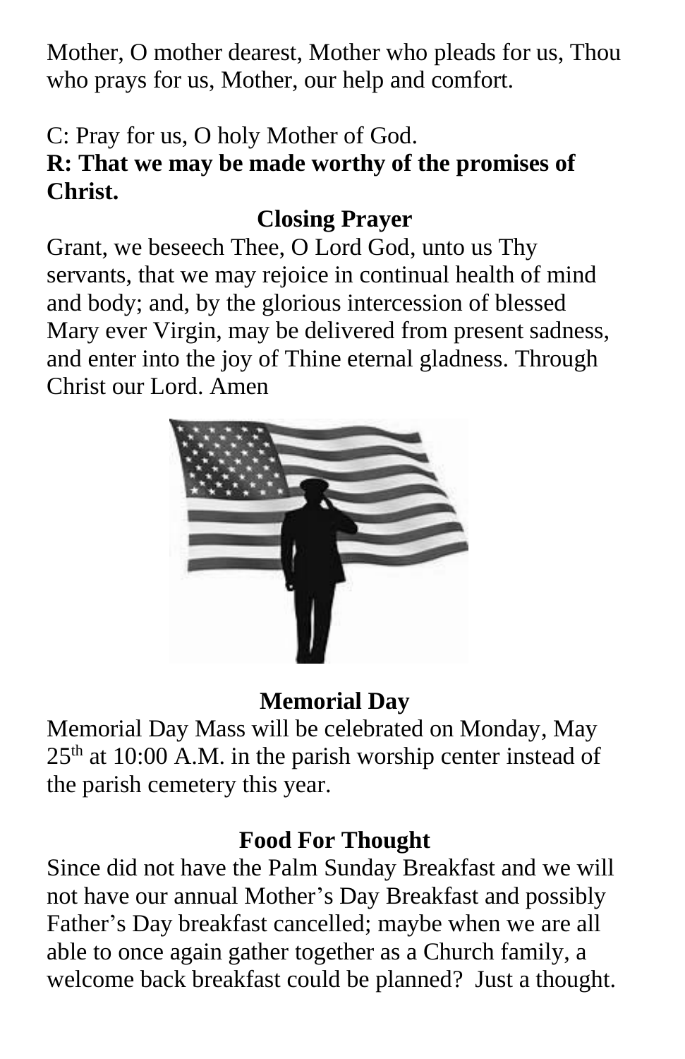Mother, O mother dearest, Mother who pleads for us, Thou who prays for us, Mother, our help and comfort.

C: Pray for us, O holy Mother of God.

**R: That we may be made worthy of the promises of Christ.**

## Closing Prayer

Grant, we beseech Thee, O Lord God, unto us Thy servants, that we may rejoice in continual health of mind and body; and, by the glorious intercession of blessed Mary ever Virgin, may be delivered from present sadness, and enter into the joy of Thine eternal gladness. Through Christ our Lord. Amen

## Memorial Day

Memorial Day Mass will be celebrated on Monday, May 25th at 10:00 A.M. in the parish worship center instead of the parish cemetery this year.

## Food For Thought

Since did not have the Palm Sunday Breakfast and we will not have our annual Mother's Day Breakfast and possibly Father's Day breakfast cancelled; maybe when we are all able to once again gather together as a Church family, a welcome back breakfast could be planned? Just a thought.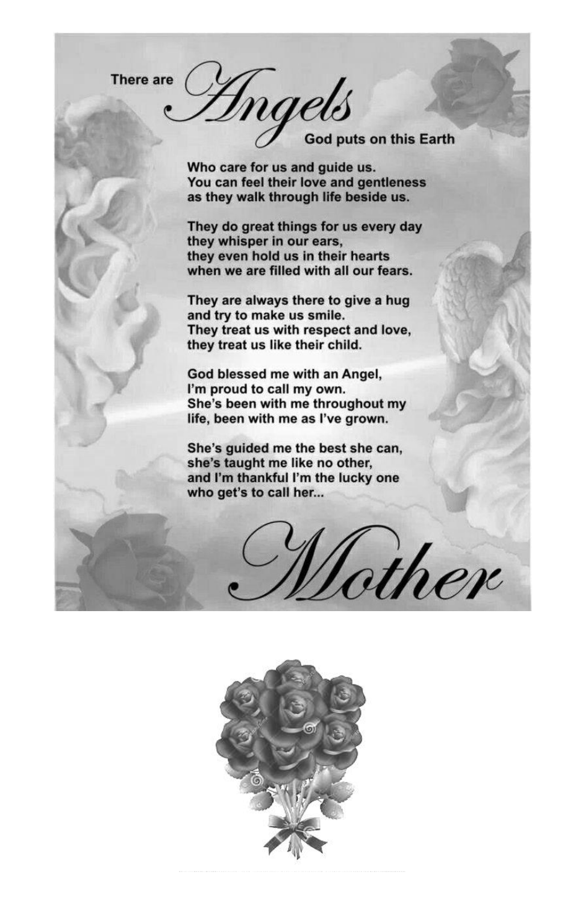There are *Angels* God puts on this Earth

Who care for us and guide us.
You can feel their love and gentleness
as they walk through life beside us.

They do great things for us every day
they whisper in our ears,
they even hold us in their hearts
when we are filled with all our fears.

They are always there to give a hug
and try to make us smile.
They treat us with respect and love,
they treat us like their child.

God blessed me with an Angel,
I'm proud to call my own.
She's been with me throughout my
life, been with me as I've grown.

She's guided me the best she can,
she's taught me like no other,
and I'm thankful I'm the lucky one
who get's to call her...

*Mother*